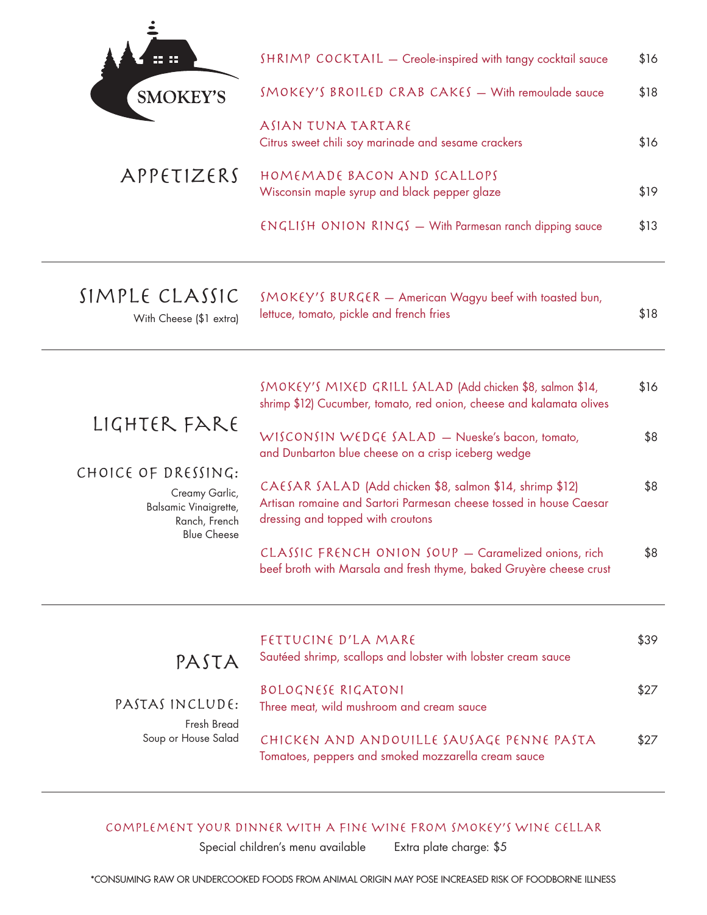SMOKEY'S

## APPETIZERS

**SHRIMP COCKTAIL** — Creole-inspired with tangy cocktail sauce $16

**SMOKEY'S BROILED CRAB CAKES** — With remoulade sauce $18

**ASIAN TUNA TARTARE**
Citrus sweet chili soy marinade and sesame crackers $16

**HOMEMADE BACON AND SCALLOPS**
Wisconsin maple syrup and black pepper glaze $19

**ENGLISH ONION RINGS** — With Parmesan ranch dipping sauce $13

---

## SIMPLE CLASSIC

With Cheese ($1 extra)

**SMOKEY'S BURGER** — American Wagyu beef with toasted bun, lettuce, tomato, pickle and french fries $18

---

## LIGHTER FARE

### CHOICE OF DRESSING:

Creamy Garlic, Balsamic Vinaigrette, Ranch, French Blue Cheese

**SMOKEY'S MIXED GRILL SALAD** (Add chicken $8, salmon $14, shrimp $12) Cucumber, tomato, red onion, cheese and kalamata olives $16

**WISCONSIN WEDGE SALAD** — Nueske's bacon, tomato, and Dunbarton blue cheese on a crisp iceberg wedge $8

**CAESAR SALAD** (Add chicken $8, salmon $14, shrimp $12)
Artisan romaine and Sartori Parmesan cheese tossed in house Caesar dressing and topped with croutons $8

**CLASSIC FRENCH ONION SOUP** — Caramelized onions, rich beef broth with Marsala and fresh thyme, baked Gruyère cheese crust $8

---

## PASTA

### PASTAS INCLUDE:

Fresh Bread
Soup or House Salad

**FETTUCINE D'LA MARE** $39
Sautéed shrimp, scallops and lobster with lobster cream sauce

**BOLOGNESE RIGATONI** $27
Three meat, wild mushroom and cream sauce

**CHICKEN AND ANDOUILLE SAUSAGE PENNE PASTA** $27
Tomatoes, peppers and smoked mozzarella cream sauce

---

COMPLEMENT YOUR DINNER WITH A FINE WINE FROM SMOKEY'S WINE CELLAR

Special children's menu available     Extra plate charge: $5

*CONSUMING RAW OR UNDERCOOKED FOODS FROM ANIMAL ORIGIN MAY POSE INCREASED RISK OF FOODBORNE ILLNESS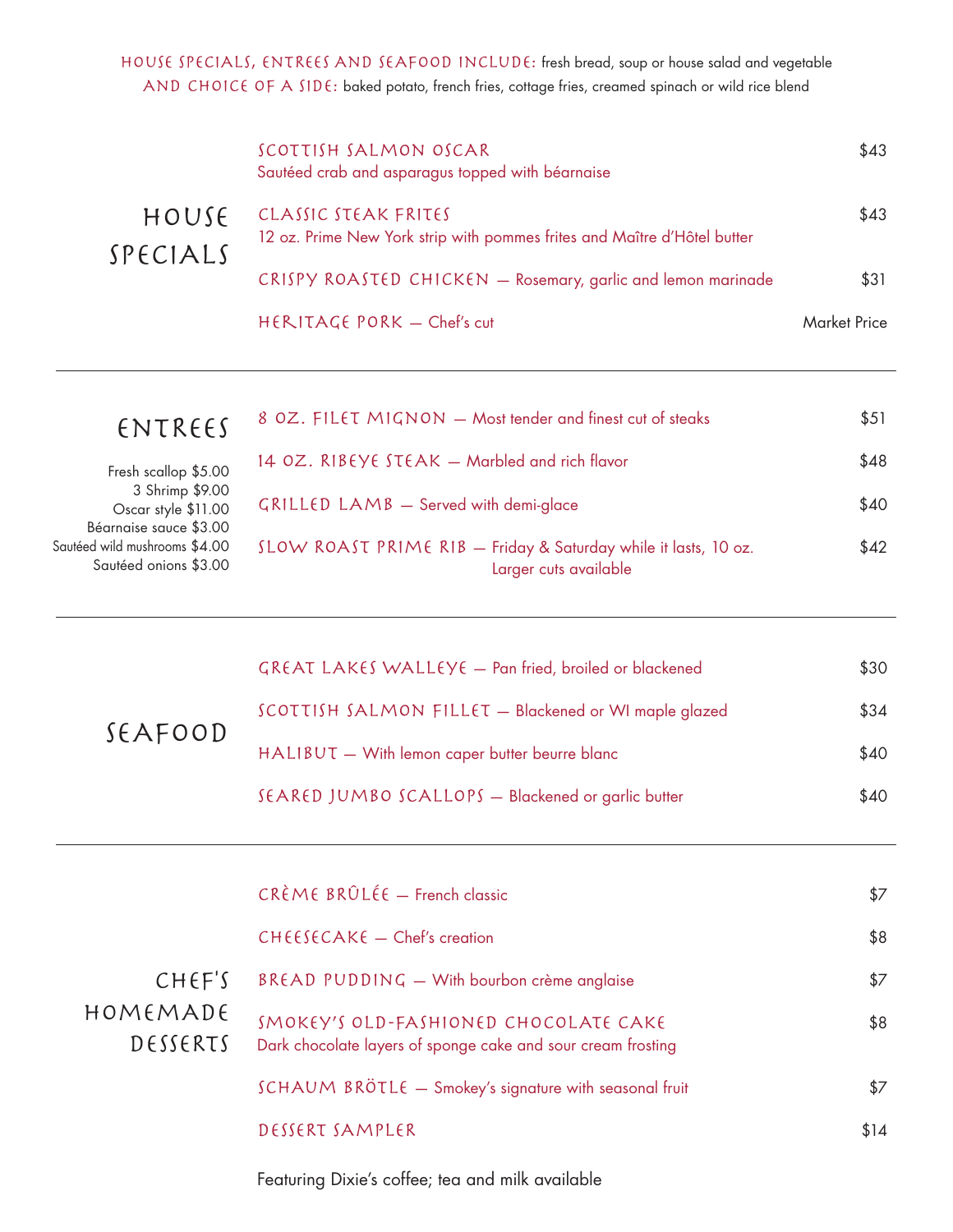**HOUSE SPECIALS, ENTREES AND SEAFOOD INCLUDE:** fresh bread, soup or house salad and vegetable
**AND CHOICE OF A SIDE:** baked potato, french fries, cottage fries, creamed spinach or wild rice blend

## HOUSE SPECIALS

**SCOTTISH SALMON OSCAR** — $43
Sautéed crab and asparagus topped with béarnaise

**CLASSIC STEAK FRITES** — $43
12 oz. Prime New York strip with pommes frites and Maître d'Hôtel butter

**CRISPY ROASTED CHICKEN** — Rosemary, garlic and lemon marinade — $31

**HERITAGE PORK** — Chef's cut — Market Price

## ENTREES

Fresh scallop $5.00
3 Shrimp $9.00
Oscar style $11.00
Béarnaise sauce $3.00
Sautéed wild mushrooms $4.00
Sautéed onions $3.00

**8 OZ. FILET MIGNON** — Most tender and finest cut of steaks — $51

**14 OZ. RIBEYE STEAK** — Marbled and rich flavor — $48

**GRILLED LAMB** — Served with demi-glace — $40

**SLOW ROAST PRIME RIB** — Friday & Saturday while it lasts, 10 oz. Larger cuts available — $42

## SEAFOOD

**GREAT LAKES WALLEYE** — Pan fried, broiled or blackened — $30

**SCOTTISH SALMON FILLET** — Blackened or WI maple glazed — $34

**HALIBUT** — With lemon caper butter beurre blanc — $40

**SEARED JUMBO SCALLOPS** — Blackened or garlic butter — $40

## CHEF'S HOMEMADE DESSERTS

**CRÈME BRÛLÉE** — French classic — $7

**CHEESECAKE** — Chef's creation — $8

**BREAD PUDDING** — With bourbon crème anglaise — $7

**SMOKEY'S OLD-FASHIONED CHOCOLATE CAKE** — $8
Dark chocolate layers of sponge cake and sour cream frosting

**SCHAUM BRÖTLE** — Smokey's signature with seasonal fruit — $7

**DESSERT SAMPLER** — $14

Featuring Dixie's coffee; tea and milk available